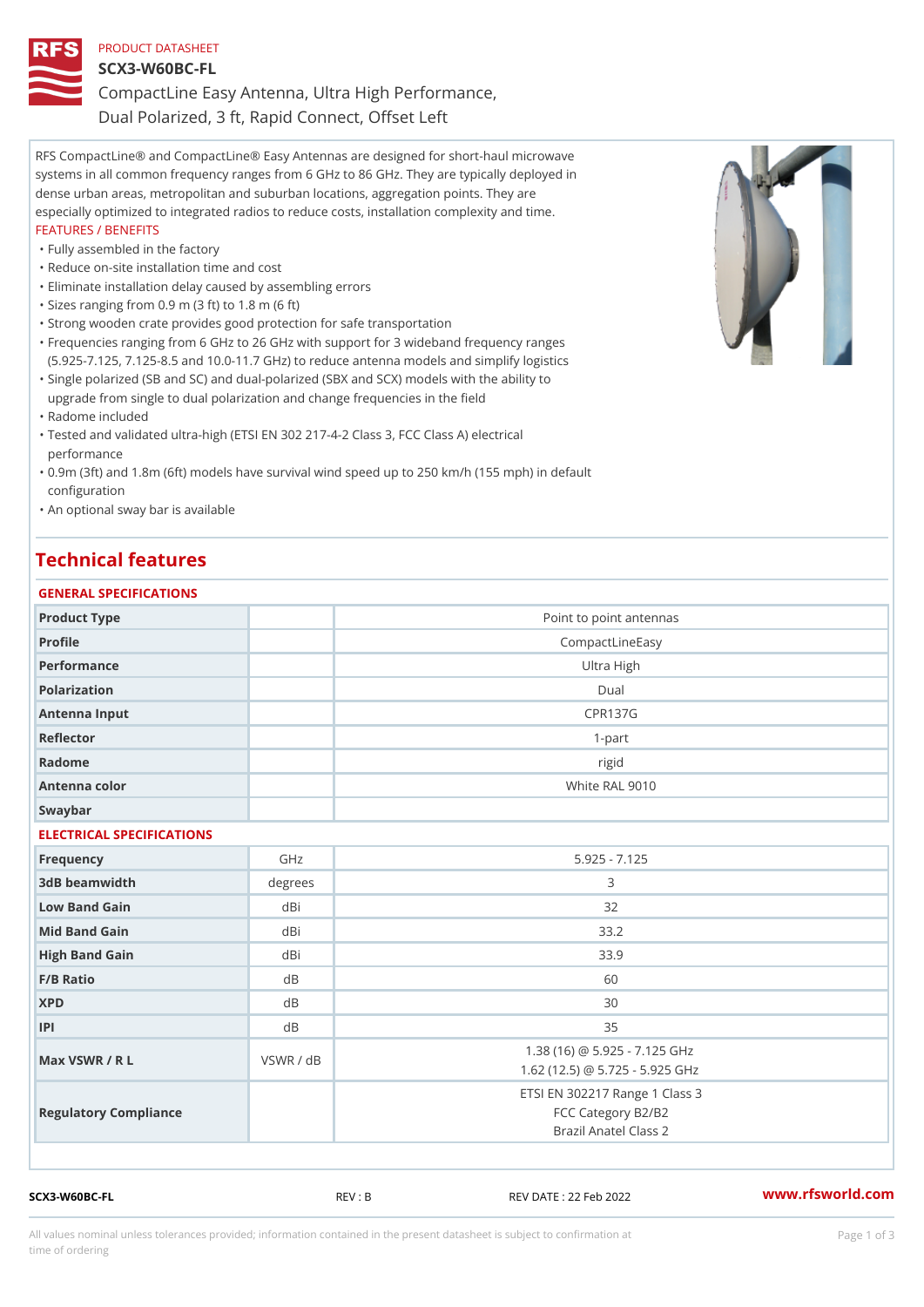PRODUCT DATASHEET

# SCX3-W60BC-FL

## CompactLine Easy Antenna, Ultra High Performance, Dual Polarized, 3 ft, Rapid Connect, Offset Left

RFS CompactLine® and CompactLine® Easy Antennas are designed for short-haul microwave systems in all common frequency ranges from 6 GHz to 86 GHz. They are typically deployed in dense urban areas, metropolitan and suburban locations, aggregation points. They are especially optimized to integrated radios to reduce costs, installation complexity and time.

FEATURES / BENEFITS

- Fully assembled in the factory
- Reduce on-site installation time and cost
- Eliminate installation delay caused by assembling errors
- Sizes ranging from 0.9 m (3 ft) to 1.8 m (6 ft)
- Strong wooden crate provides good protection for safe transportation
- Frequencies ranging from 6 GHz to 26 GHz with support for 3 wideband frequency ranges (5.925-7.125, 7.125-8.5 and 10.0-11.7 GHz) to reduce antenna models and simplify logistics
- Single polarized (SB and SC) and dual-polarized (SBX and SCX) models with the ability to upgrade from single to dual polarization and change frequencies in the field
- Radome included
- Tested and validated ultra-high (ETSI EN 302 217-4-2 Class 3, FCC Class A) electrical performance
- 0.9m (3ft) and 1.8m (6ft) models have survival wind speed up to 250 km/h (155 mph) in default configuration
- An optional sway bar is available

## Technical features

### GENERAL SPECIFICATIONS

| | | |
|---|---|---|
| Product Type | | Point to point antennas |
| Profile | | CompactLineEasy |
| Performance | | Ultra High |
| Polarization | | Dual |
| Antenna Input | | CPR137G |
| Reflector | | 1-part |
| Radome | | rigid |
| Antenna color | | White RAL 9010 |
| Swaybar | | |

### ELECTRICAL SPECIFICATIONS

| | | |
|---|---|---|
| Frequency | GHz | 5.925 - 7.125 |
| 3dB beamwidth | degrees | 3 |
| Low Band Gain | dBi | 32 |
| Mid Band Gain | dBi | 33.2 |
| High Band Gain | dBi | 33.9 |
| F/B Ratio | dB | 60 |
| XPD | dB | 30 |
| IPI | dB | 35 |
| Max VSWR / R L | VSWR / dB | 1.38 (16) @ 5.925 - 7.125 GHz<br>1.62 (12.5) @ 5.725 - 5.925 GHz |
| Regulatory Compliance | | ETSI EN 302217 Range 1 Class 3<br>FCC Category B2/B2<br>Brazil Anatel Class 2 |

SCX3-W60BC-FL REV : B REV DATE : 22 Feb 2022 www.rfsworld.com

All values nominal unless tolerances provided; information contained in the present datasheet is subject to confirmation at time of ordering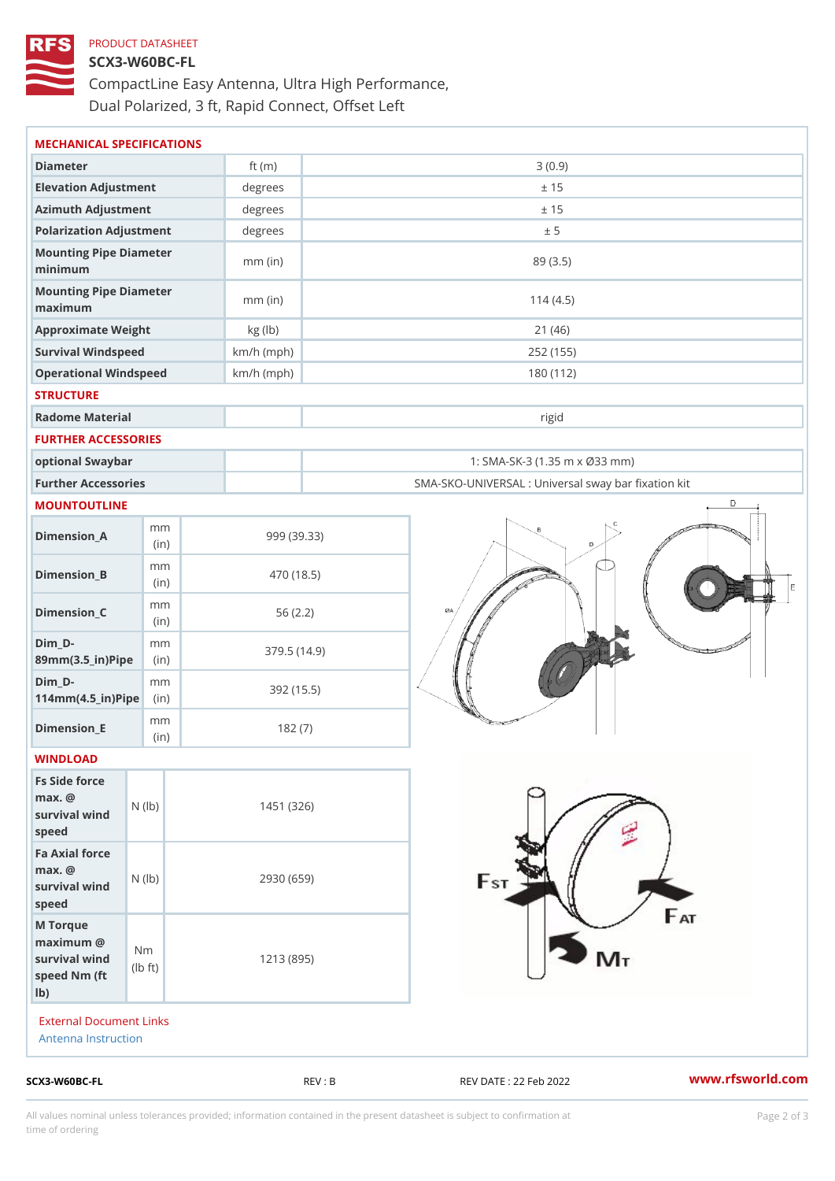PRODUCT DATASHEET

# SCX3-W60BC-FL

CompactLine Easy Antenna, Ultra High Performance, Dual Polarized, 3 ft, Rapid Connect, Offset Left

## MECHANICAL SPECIFICATIONS

| | | |
|---|---|---|
| Diameter | ft (m) | 3 (0.9) |
| Elevation Adjustment | degrees | ± 15 |
| Azimuth Adjustment | degrees | ± 15 |
| Polarization Adjustment | degrees | ± 5 |
| Mounting Pipe Diameter minimum | mm (in) | 89 (3.5) |
| Mounting Pipe Diameter maximum | mm (in) | 114 (4.5) |
| Approximate Weight | kg (lb) | 21 (46) |
| Survival Windspeed | km/h (mph) | 252 (155) |
| Operational Windspeed | km/h (mph) | 180 (112) |

## STRUCTURE

| | | |
|---|---|---|
| Radome Material | | rigid |

## FURTHER ACCESSORIES

| | | |
|---|---|---|
| optional Swaybar | | 1: SMA-SK-3 (1.35 m x Ø33 mm) |
| Further Accessories | | SMA-SKO-UNIVERSAL : Universal sway bar fixation kit |

## MOUNTOUTLINE

| | | |
|---|---|---|
| Dimension_A | mm (in) | 999 (39.33) |
| Dimension_B | mm (in) | 470 (18.5) |
| Dimension_C | mm (in) | 56 (2.2) |
| Dim_D-89mm(3.5_in)Pipe | mm (in) | 379.5 (14.9) |
| Dim_D-114mm(4.5_in)Pipe | mm (in) | 392 (15.5) |
| Dimension_E | mm (in) | 182 (7) |

## WINDLOAD

| | | |
|---|---|---|
| Fs Side force max. @ survival wind speed | N (lb) | 1451 (326) |
| Fa Axial force max. @ survival wind speed | N (lb) | 2930 (659) |
| M Torque maximum @ survival wind speed Nm (ft lb) | Nm (lb ft) | 1213 (895) |

External Document Links

Antenna Instruction

SCX3-W60BC-FL REV : B REV DATE : 22 Feb 2022 www.rfsworld.com

All values nominal unless tolerances provided; information contained in the present datasheet is subject to confirmation at time of ordering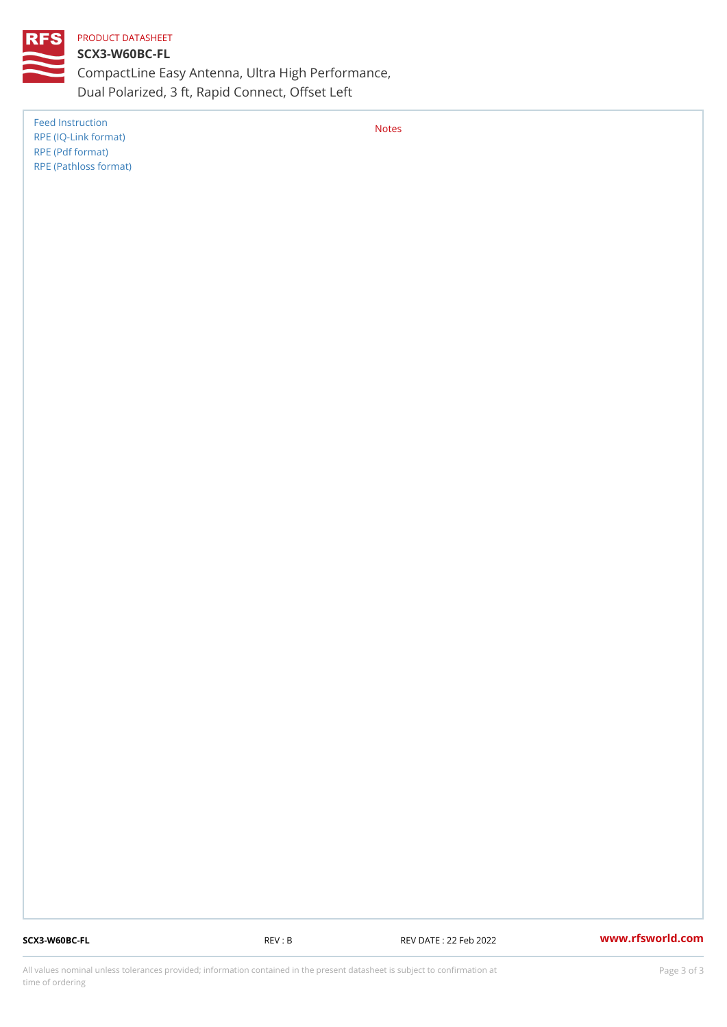PRODUCT DATASHEET

# SCX3-W60BC-FL

CompactLine Easy Antenna, Ultra High Performance, Dual Polarized, 3 ft, Rapid Connect, Offset Left

Feed Instruction
RPE (IQ-Link format)
RPE (Pdf format)
RPE (Pathloss format)

Notes

SCX3-W60BC-FL    REV : B    REV DATE : 22 Feb 2022    www.rfsworld.com

All values nominal unless tolerances provided; information contained in the present datasheet is subject to confirmation at time of ordering